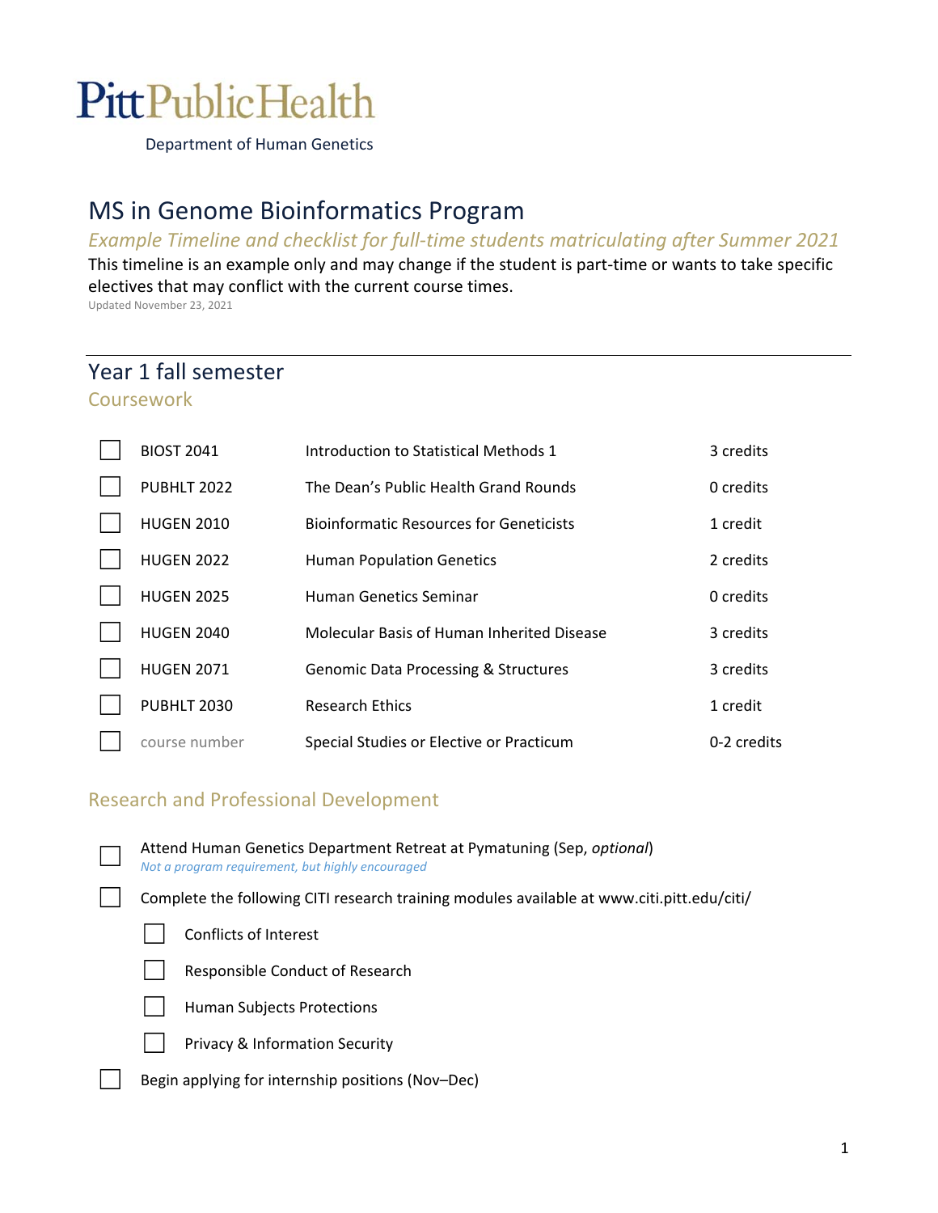# PittPublicHealth

Department of Human Genetics

## MS in Genome Bioinformatics Program

*Example Timeline and checklist for full-time students matriculating after Summer 2021*

This timeline is an example only and may change if the student is part-time or wants to take specific electives that may conflict with the current course times.

Updated November 23, 2021

## Year 1 fall semester

### Coursework

| | Course | Title | Credits |
|---|---|---|---|
| ☐ | BIOST 2041 | Introduction to Statistical Methods 1 | 3 credits |
| ☐ | PUBHLT 2022 | The Dean's Public Health Grand Rounds | 0 credits |
| ☐ | HUGEN 2010 | Bioinformatic Resources for Geneticists | 1 credit |
| ☐ | HUGEN 2022 | Human Population Genetics | 2 credits |
| ☐ | HUGEN 2025 | Human Genetics Seminar | 0 credits |
| ☐ | HUGEN 2040 | Molecular Basis of Human Inherited Disease | 3 credits |
| ☐ | HUGEN 2071 | Genomic Data Processing & Structures | 3 credits |
| ☐ | PUBHLT 2030 | Research Ethics | 1 credit |
| ☐ | course number | Special Studies or Elective or Practicum | 0-2 credits |

### Research and Professional Development

- ☐ Attend Human Genetics Department Retreat at Pymatuning (Sep, *optional*)
  *Not a program requirement, but highly encouraged*
- ☐ Complete the following CITI research training modules available at www.citi.pitt.edu/citi/
  - ☐ Conflicts of Interest
  - ☐ Responsible Conduct of Research
  - ☐ Human Subjects Protections
  - ☐ Privacy & Information Security
- ☐ Begin applying for internship positions (Nov–Dec)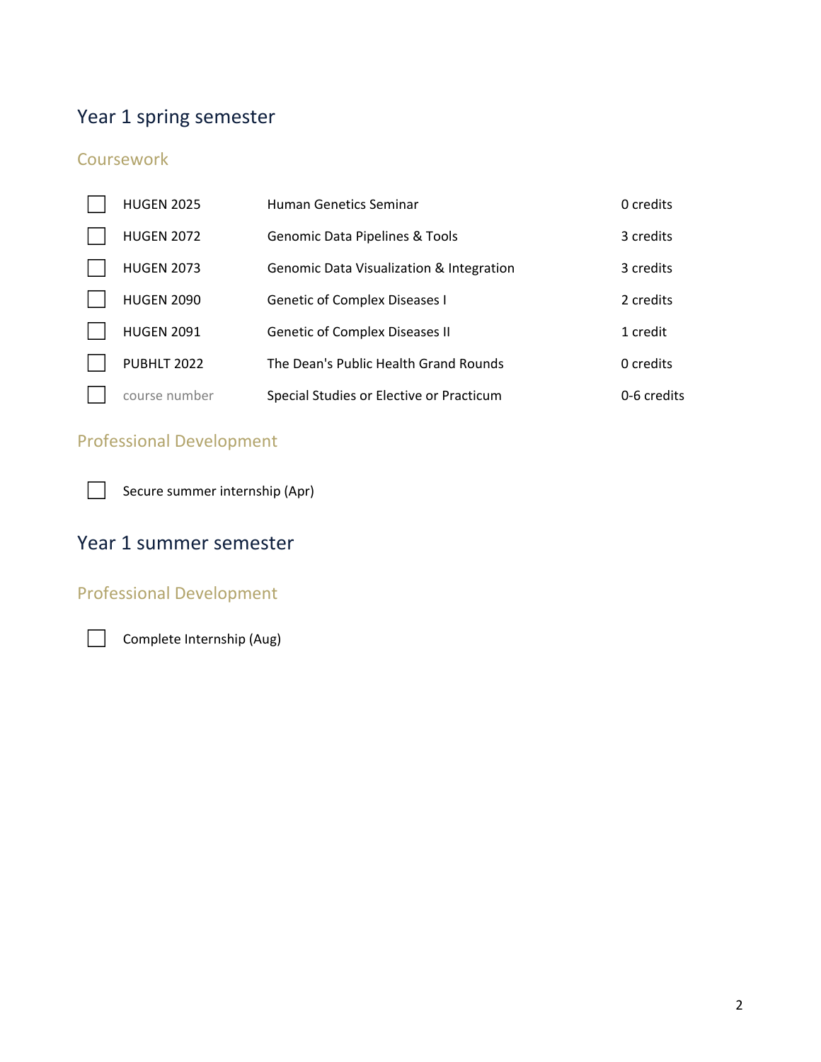## Year 1 spring semester

### Coursework

| | Course | Title | Credits |
|---|---|---|---|
| ☐ | HUGEN 2025 | Human Genetics Seminar | 0 credits |
| ☐ | HUGEN 2072 | Genomic Data Pipelines & Tools | 3 credits |
| ☐ | HUGEN 2073 | Genomic Data Visualization & Integration | 3 credits |
| ☐ | HUGEN 2090 | Genetic of Complex Diseases I | 2 credits |
| ☐ | HUGEN 2091 | Genetic of Complex Diseases II | 1 credit |
| ☐ | PUBHLT 2022 | The Dean's Public Health Grand Rounds | 0 credits |
| ☐ | course number | Special Studies or Elective or Practicum | 0-6 credits |

### Professional Development

- ☐ Secure summer internship (Apr)

## Year 1 summer semester

### Professional Development

- ☐ Complete Internship (Aug)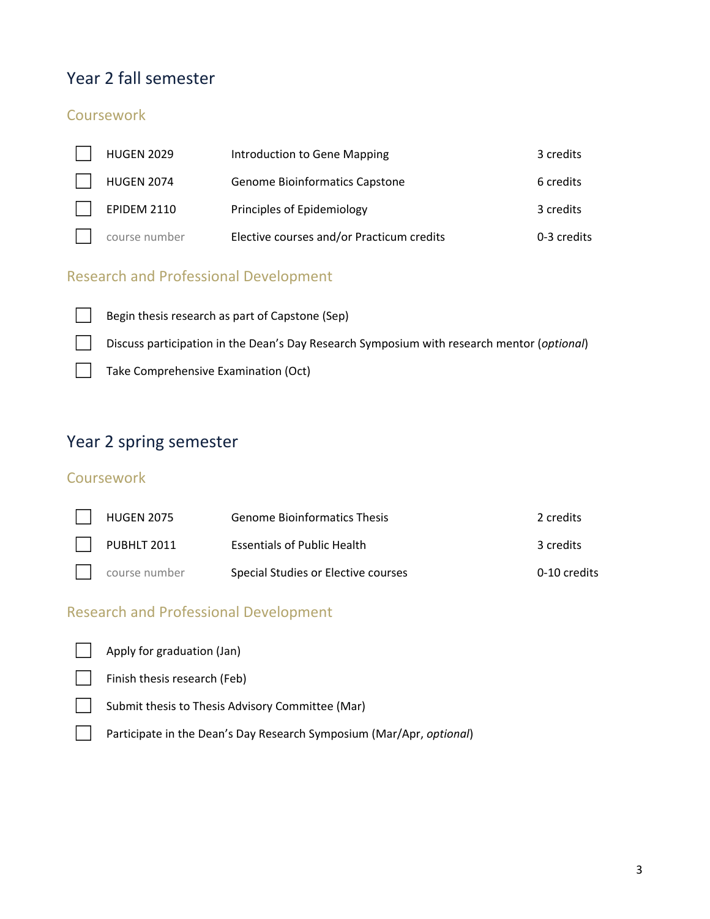## Year 2 fall semester

### Coursework

| | | | |
|---|---|---|---|
| ☐ | HUGEN 2029 | Introduction to Gene Mapping | 3 credits |
| ☐ | HUGEN 2074 | Genome Bioinformatics Capstone | 6 credits |
| ☐ | EPIDEM 2110 | Principles of Epidemiology | 3 credits |
| ☐ | course number | Elective courses and/or Practicum credits | 0-3 credits |

### Research and Professional Development

- ☐ Begin thesis research as part of Capstone (Sep)
- ☐ Discuss participation in the Dean's Day Research Symposium with research mentor (*optional*)
- ☐ Take Comprehensive Examination (Oct)

## Year 2 spring semester

### Coursework

| | | | |
|---|---|---|---|
| ☐ | HUGEN 2075 | Genome Bioinformatics Thesis | 2 credits |
| ☐ | PUBHLT 2011 | Essentials of Public Health | 3 credits |
| ☐ | course number | Special Studies or Elective courses | 0-10 credits |

### Research and Professional Development

- ☐ Apply for graduation (Jan)
- ☐ Finish thesis research (Feb)
- ☐ Submit thesis to Thesis Advisory Committee (Mar)
- ☐ Participate in the Dean's Day Research Symposium (Mar/Apr, *optional*)